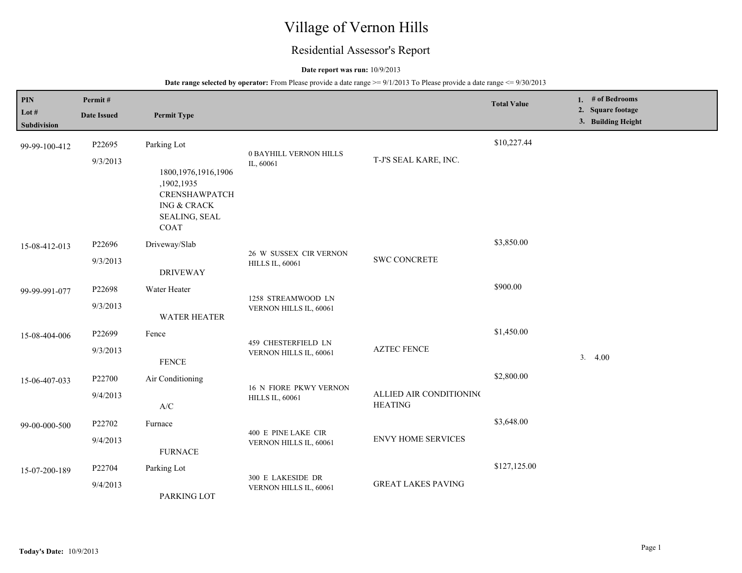# Village of Vernon Hills

## Residential Assessor's Report

**Date report was run:** 10/9/2013

**Date range selected by operator:** From Please provide a date range >= 9/1/2013 To Please provide a date range <= 9/30/2013

| PIN / Lot # / Subdivision | Permit # / Date Issued | Permit Type | Address | Contractor | Total Value | 1. # of Bedrooms 2. Square footage 3. Building Height |
|---|---|---|---|---|---|---|
| 99-99-100-412 | P22695<br>9/3/2013 | Parking Lot<br>1800,1976,1916,1906,1902,1935 CRENSHAWPATCHING & CRACK SEALING, SEAL COAT | 0 BAYHILL VERNON HILLS IL, 60061 | T-J'S SEAL KARE, INC. | $10,227.44 | |
| 15-08-412-013 | P22696<br>9/3/2013 | Driveway/Slab<br>DRIVEWAY | 26 W SUSSEX CIR VERNON HILLS IL, 60061 | SWC CONCRETE | $3,850.00 | |
| 99-99-991-077 | P22698<br>9/3/2013 | Water Heater<br>WATER HEATER | 1258 STREAMWOOD LN VERNON HILLS IL, 60061 | | $900.00 | |
| 15-08-404-006 | P22699<br>9/3/2013 | Fence<br>FENCE | 459 CHESTERFIELD LN VERNON HILLS IL, 60061 | AZTEC FENCE | $1,450.00 | 3. 4.00 |
| 15-06-407-033 | P22700<br>9/4/2013 | Air Conditioning<br>A/C | 16 N FIORE PKWY VERNON HILLS IL, 60061 | ALLIED AIR CONDITIONING HEATING | $2,800.00 | |
| 99-00-000-500 | P22702<br>9/4/2013 | Furnace<br>FURNACE | 400 E PINE LAKE CIR VERNON HILLS IL, 60061 | ENVY HOME SERVICES | $3,648.00 | |
| 15-07-200-189 | P22704<br>9/4/2013 | Parking Lot<br>PARKING LOT | 300 E LAKESIDE DR VERNON HILLS IL, 60061 | GREAT LAKES PAVING | $127,125.00 | |

**Today's Date:** 10/9/2013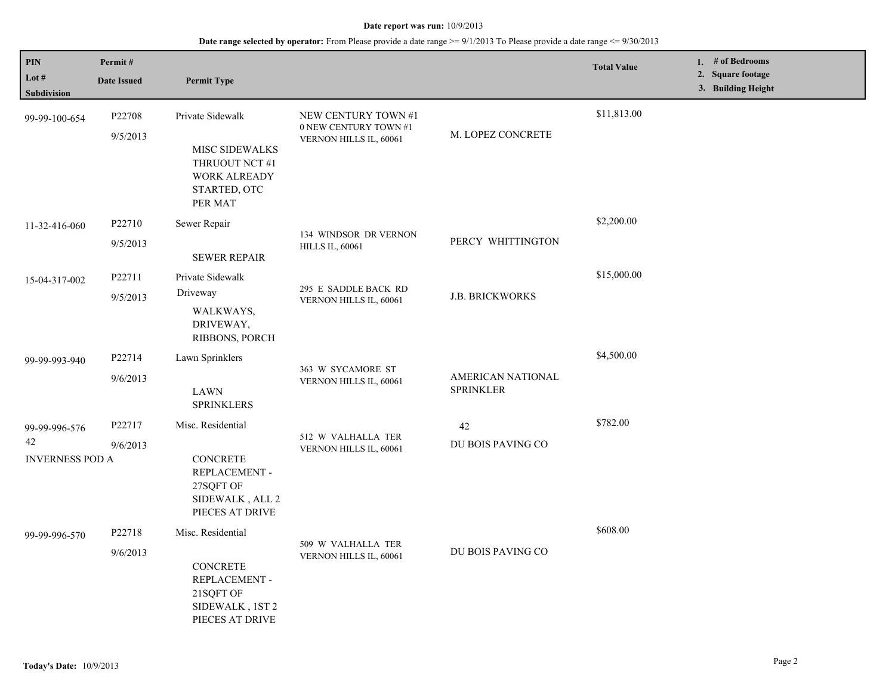**Date report was run:** 10/9/2013

**Date range selected by operator:** From Please provide a date range >= 9/1/2013 To Please provide a date range <= 9/30/2013

| PIN<br>Lot #<br>Subdivision | Permit #<br>Date Issued | Permit Type | | | Total Value | 1. # of Bedrooms<br>2. Square footage<br>3. Building Height |
|---|---|---|---|---|---|---|
| 99-99-100-654 | P22708<br>9/5/2013 | Private Sidewalk<br><br>MISC SIDEWALKS THRUOUT NCT #1 WORK ALREADY STARTED, OTC PER MAT | NEW CENTURY TOWN #1<br>0 NEW CENTURY TOWN #1<br>VERNON HILLS IL, 60061 | M. LOPEZ CONCRETE | $11,813.00 | |
| 11-32-416-060 | P22710<br>9/5/2013 | Sewer Repair<br><br>SEWER REPAIR | 134 WINDSOR DR VERNON HILLS IL, 60061 | PERCY WHITTINGTON | $2,200.00 | |
| 15-04-317-002 | P22711<br>9/5/2013 | Private Sidewalk<br>Driveway<br>WALKWAYS, DRIVEWAY, RIBBONS, PORCH | 295 E SADDLE BACK RD VERNON HILLS IL, 60061 | J.B. BRICKWORKS | $15,000.00 | |
| 99-99-993-940 | P22714<br>9/6/2013 | Lawn Sprinklers<br><br>LAWN SPRINKLERS | 363 W SYCAMORE ST VERNON HILLS IL, 60061 | AMERICAN NATIONAL SPRINKLER | $4,500.00 | |
| 99-99-996-576<br>42<br>INVERNESS POD A | P22717<br>9/6/2013 | Misc. Residential<br><br>CONCRETE REPLACEMENT - 27SQFT OF SIDEWALK , ALL 2 PIECES AT DRIVE | 512 W VALHALLA TER VERNON HILLS IL, 60061 | 42<br>DU BOIS PAVING CO | $782.00 | |
| 99-99-996-570 | P22718<br>9/6/2013 | Misc. Residential<br><br>CONCRETE REPLACEMENT - 21SQFT OF SIDEWALK , 1ST 2 PIECES AT DRIVE | 509 W VALHALLA TER VERNON HILLS IL, 60061 | DU BOIS PAVING CO | $608.00 | |

**Today's Date:** 10/9/2013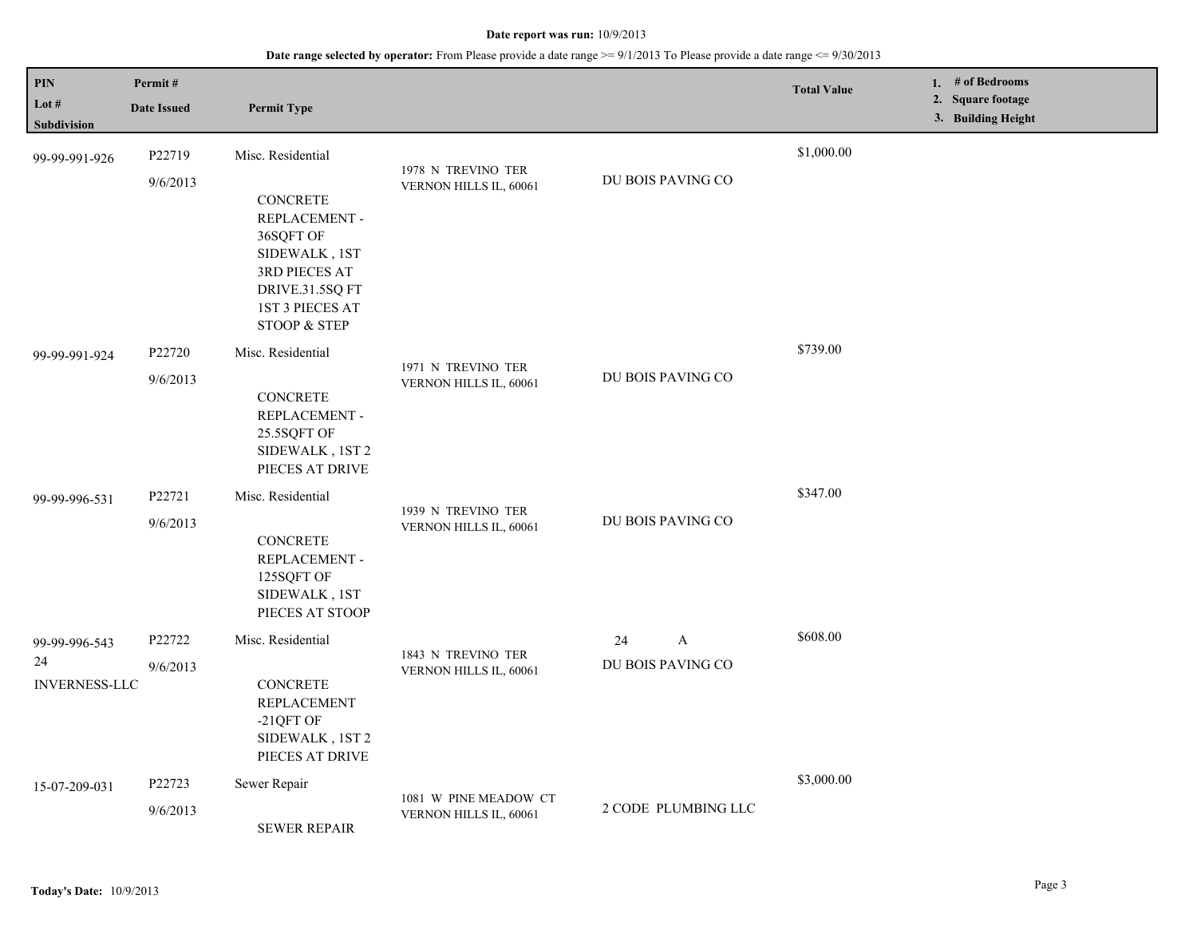**Date report was run:** 10/9/2013

**Date range selected by operator:** From Please provide a date range >= 9/1/2013 To Please provide a date range <= 9/30/2013

| PIN<br>Lot #<br>Subdivision | Permit #<br>Date Issued | Permit Type | | | Total Value | 1. # of Bedrooms<br>2. Square footage<br>3. Building Height |
|---|---|---|---|---|---|---|
| 99-99-991-926 | P22719<br>9/6/2013 | Misc. Residential<br><br>CONCRETE REPLACEMENT - 36SQFT OF SIDEWALK , 1ST 3RD PIECES AT DRIVE.31.5SQ FT 1ST 3 PIECES AT STOOP & STEP | 1978 N TREVINO TER<br>VERNON HILLS IL, 60061 | DU BOIS PAVING CO | $1,000.00 | |
| 99-99-991-924 | P22720<br>9/6/2013 | Misc. Residential<br><br>CONCRETE REPLACEMENT - 25.5SQFT OF SIDEWALK , 1ST 2 PIECES AT DRIVE | 1971 N TREVINO TER<br>VERNON HILLS IL, 60061 | DU BOIS PAVING CO | $739.00 | |
| 99-99-996-531 | P22721<br>9/6/2013 | Misc. Residential<br><br>CONCRETE REPLACEMENT - 125SQFT OF SIDEWALK , 1ST PIECES AT STOOP | 1939 N TREVINO TER<br>VERNON HILLS IL, 60061 | DU BOIS PAVING CO | $347.00 | |
| 99-99-996-543<br>24<br>INVERNESS-LLC | P22722<br>9/6/2013 | Misc. Residential<br><br>CONCRETE REPLACEMENT -21QFT OF SIDEWALK , 1ST 2 PIECES AT DRIVE | 1843 N TREVINO TER<br>VERNON HILLS IL, 60061 | 24 A<br>DU BOIS PAVING CO | $608.00 | |
| 15-07-209-031 | P22723<br>9/6/2013 | Sewer Repair<br><br>SEWER REPAIR | 1081 W PINE MEADOW CT<br>VERNON HILLS IL, 60061 | 2 CODE PLUMBING LLC | $3,000.00 | |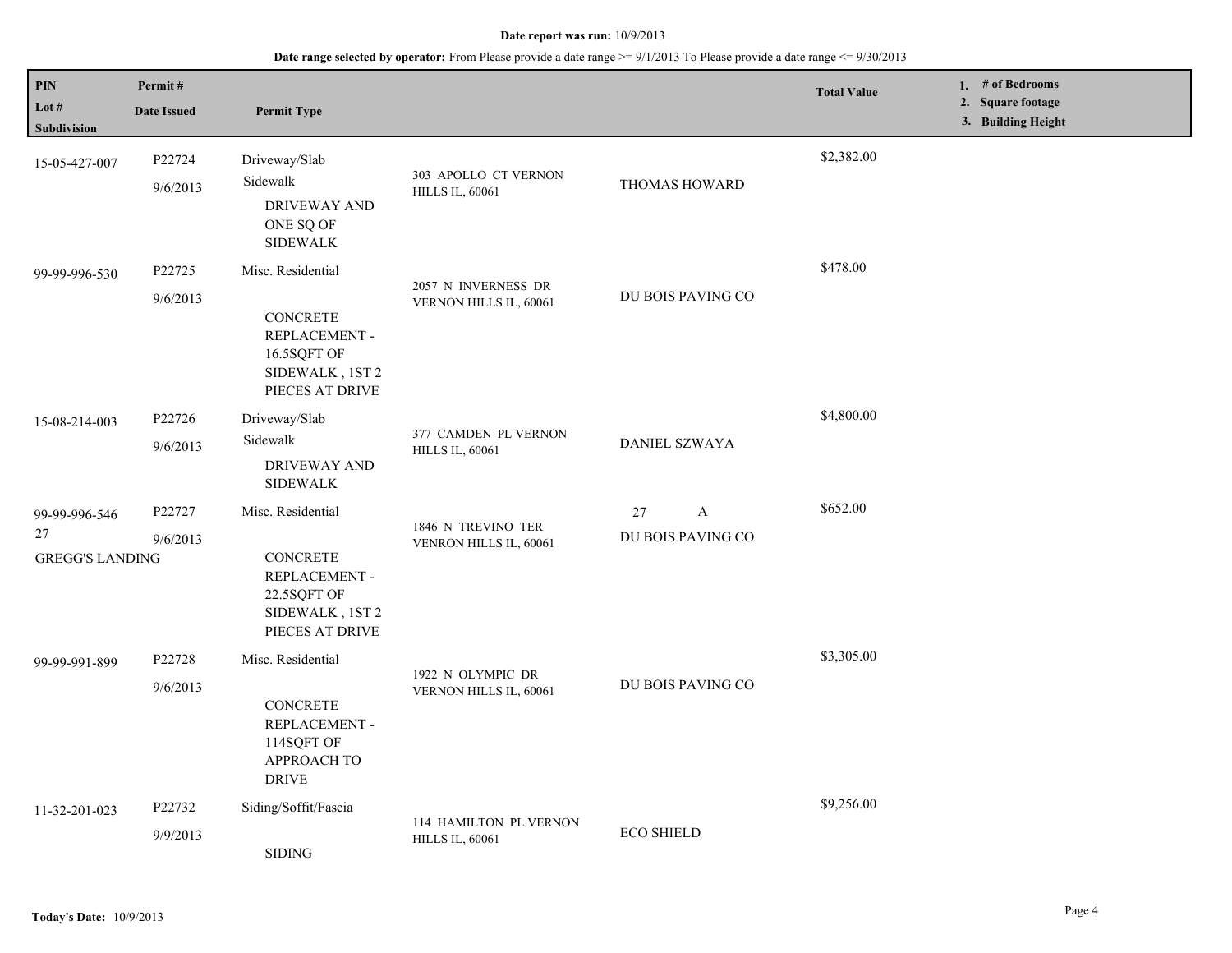**Date report was run:** 10/9/2013

**Date range selected by operator:** From Please provide a date range >= 9/1/2013 To Please provide a date range <= 9/30/2013

| PIN / Lot # / Subdivision | Permit # / Date Issued | Permit Type | | | Total Value | 1. # of Bedrooms 2. Square footage 3. Building Height |
|---|---|---|---|---|---|---|
| 15-05-427-007 | P22724 9/6/2013 | Driveway/Slab Sidewalk DRIVEWAY AND ONE SQ OF SIDEWALK | 303 APOLLO CT VERNON HILLS IL, 60061 | THOMAS HOWARD | $2,382.00 | |
| 99-99-996-530 | P22725 9/6/2013 | Misc. Residential CONCRETE REPLACEMENT - 16.5SQFT OF SIDEWALK , 1ST 2 PIECES AT DRIVE | 2057 N INVERNESS DR VERNON HILLS IL, 60061 | DU BOIS PAVING CO | $478.00 | |
| 15-08-214-003 | P22726 9/6/2013 | Driveway/Slab Sidewalk DRIVEWAY AND SIDEWALK | 377 CAMDEN PL VERNON HILLS IL, 60061 | DANIEL SZWAYA | $4,800.00 | |
| 99-99-996-546 27 GREGG'S LANDING | P22727 9/6/2013 | Misc. Residential CONCRETE REPLACEMENT - 22.5SQFT OF SIDEWALK , 1ST 2 PIECES AT DRIVE | 1846 N TREVINO TER VENRON HILLS IL, 60061 | 27 A DU BOIS PAVING CO | $652.00 | |
| 99-99-991-899 | P22728 9/6/2013 | Misc. Residential CONCRETE REPLACEMENT - 114SQFT OF APPROACH TO DRIVE | 1922 N OLYMPIC DR VERNON HILLS IL, 60061 | DU BOIS PAVING CO | $3,305.00 | |
| 11-32-201-023 | P22732 9/9/2013 | Siding/Soffit/Fascia SIDING | 114 HAMILTON PL VERNON HILLS IL, 60061 | ECO SHIELD | $9,256.00 | |

**Today's Date:** 10/9/2013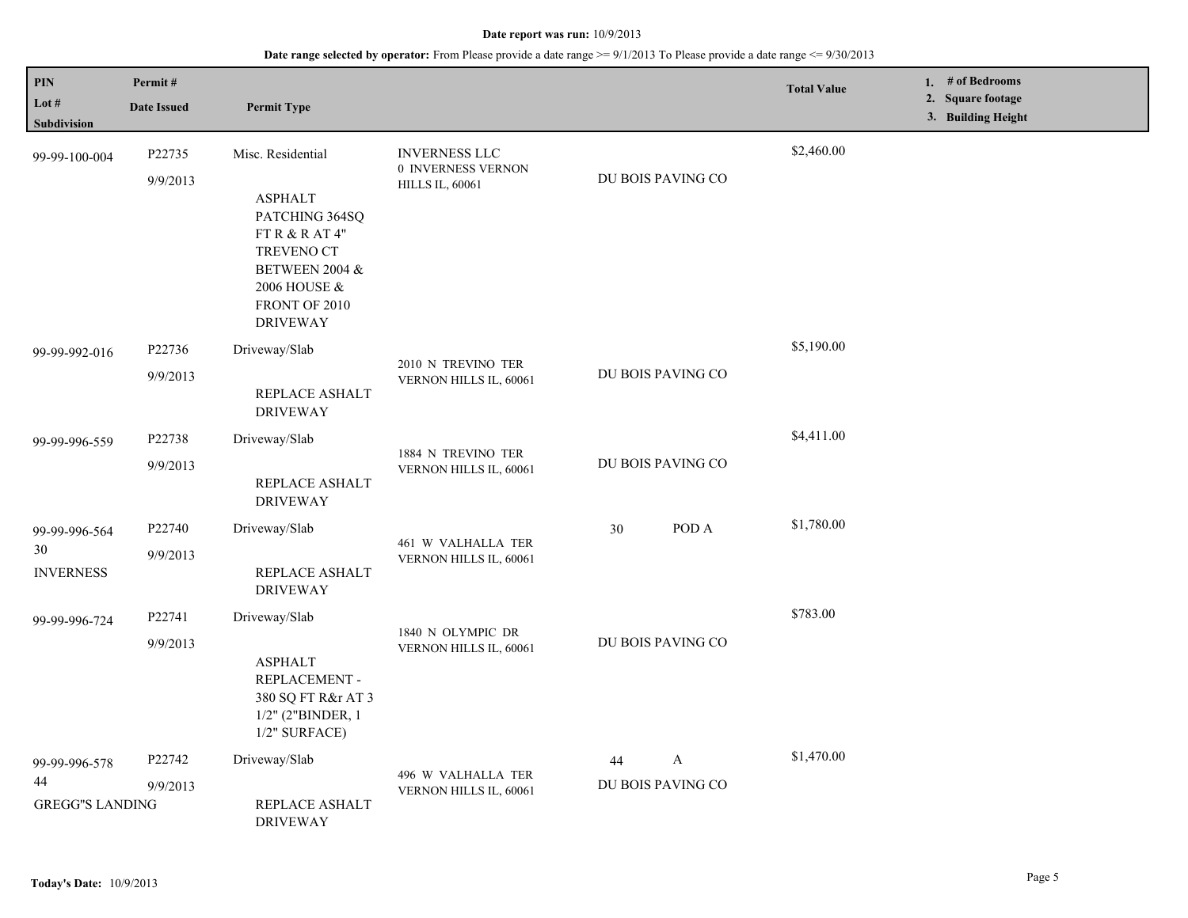**Date report was run:** 10/9/2013

**Date range selected by operator:** From Please provide a date range >= 9/1/2013 To Please provide a date range <= 9/30/2013

| PIN / Lot # / Subdivision | Permit # / Date Issued | Permit Type | | | Total Value | 1. # of Bedrooms 2. Square footage 3. Building Height |
|---|---|---|---|---|---|---|
| 99-99-100-004 | P22735 9/9/2013 | Misc. Residential ASPHALT PATCHING 364SQ FT R & R AT 4" TREVENO CT BETWEEN 2004 & 2006 HOUSE & FRONT OF 2010 DRIVEWAY | INVERNESS LLC 0 INVERNESS VERNON HILLS IL, 60061 | DU BOIS PAVING CO | $2,460.00 | |
| 99-99-992-016 | P22736 9/9/2013 | Driveway/Slab REPLACE ASHALT DRIVEWAY | 2010 N TREVINO TER VERNON HILLS IL, 60061 | DU BOIS PAVING CO | $5,190.00 | |
| 99-99-996-559 | P22738 9/9/2013 | Driveway/Slab REPLACE ASHALT DRIVEWAY | 1884 N TREVINO TER VERNON HILLS IL, 60061 | DU BOIS PAVING CO | $4,411.00 | |
| 99-99-996-564 30 INVERNESS | P22740 9/9/2013 | Driveway/Slab REPLACE ASHALT DRIVEWAY | 461 W VALHALLA TER VERNON HILLS IL, 60061 | 30 POD A | $1,780.00 | |
| 99-99-996-724 | P22741 9/9/2013 | Driveway/Slab ASPHALT REPLACEMENT - 380 SQ FT R&r AT 3 1/2" (2"BINDER, 1 1/2" SURFACE) | 1840 N OLYMPIC DR VERNON HILLS IL, 60061 | DU BOIS PAVING CO | $783.00 | |
| 99-99-996-578 44 GREGG"S LANDING | P22742 9/9/2013 | Driveway/Slab REPLACE ASHALT DRIVEWAY | 496 W VALHALLA TER VERNON HILLS IL, 60061 | 44 A DU BOIS PAVING CO | $1,470.00 | |

**Today's Date:** 10/9/2013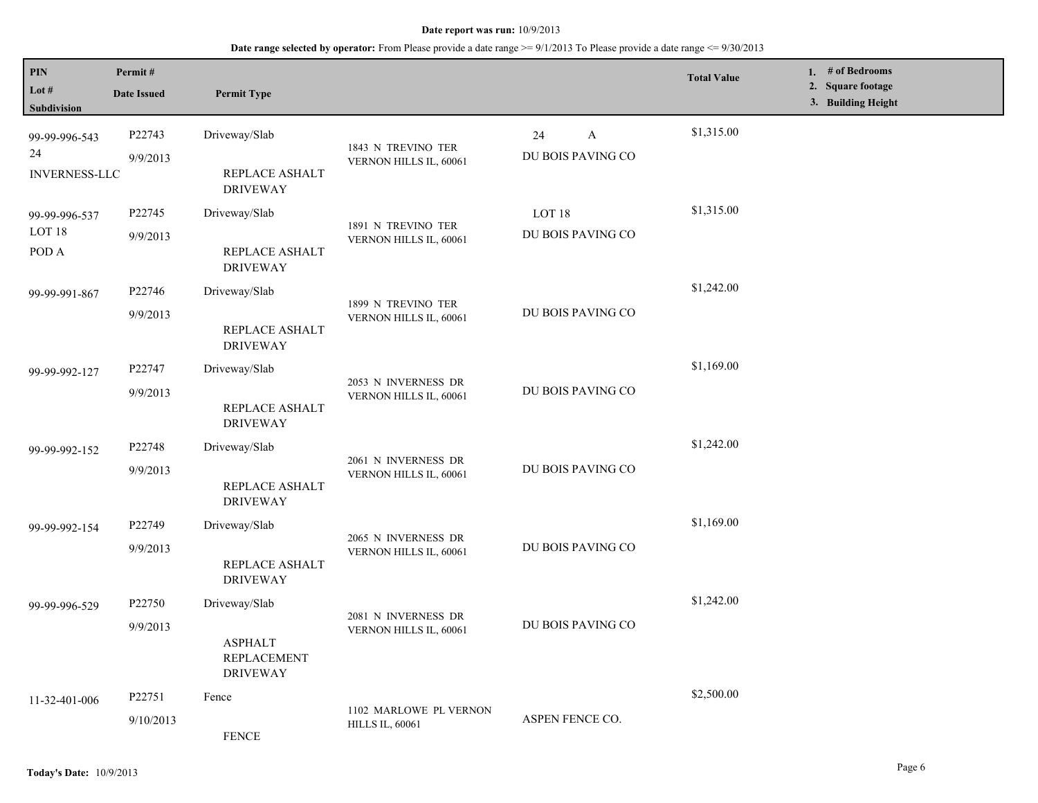**Date report was run:** 10/9/2013

**Date range selected by operator:** From Please provide a date range >= 9/1/2013 To Please provide a date range <= 9/30/2013

| PIN<br>Lot #<br>Subdivision | Permit #<br>Date Issued | Permit Type | | | Total Value | 1. # of Bedrooms<br>2. Square footage<br>3. Building Height |
|---|---|---|---|---|---|---|
| 99-99-996-543<br>24<br>INVERNESS-LLC | P22743<br>9/9/2013 | Driveway/Slab<br>REPLACE ASHALT DRIVEWAY | 1843 N TREVINO TER VERNON HILLS IL, 60061 | 24 A<br>DU BOIS PAVING CO | $1,315.00 | |
| 99-99-996-537<br>LOT 18<br>POD A | P22745<br>9/9/2013 | Driveway/Slab<br>REPLACE ASHALT DRIVEWAY | 1891 N TREVINO TER VERNON HILLS IL, 60061 | LOT 18<br>DU BOIS PAVING CO | $1,315.00 | |
| 99-99-991-867 | P22746<br>9/9/2013 | Driveway/Slab<br>REPLACE ASHALT DRIVEWAY | 1899 N TREVINO TER VERNON HILLS IL, 60061 | DU BOIS PAVING CO | $1,242.00 | |
| 99-99-992-127 | P22747<br>9/9/2013 | Driveway/Slab<br>REPLACE ASHALT DRIVEWAY | 2053 N INVERNESS DR VERNON HILLS IL, 60061 | DU BOIS PAVING CO | $1,169.00 | |
| 99-99-992-152 | P22748<br>9/9/2013 | Driveway/Slab<br>REPLACE ASHALT DRIVEWAY | 2061 N INVERNESS DR VERNON HILLS IL, 60061 | DU BOIS PAVING CO | $1,242.00 | |
| 99-99-992-154 | P22749<br>9/9/2013 | Driveway/Slab<br>REPLACE ASHALT DRIVEWAY | 2065 N INVERNESS DR VERNON HILLS IL, 60061 | DU BOIS PAVING CO | $1,169.00 | |
| 99-99-996-529 | P22750<br>9/9/2013 | Driveway/Slab<br>ASPHALT REPLACEMENT DRIVEWAY | 2081 N INVERNESS DR VERNON HILLS IL, 60061 | DU BOIS PAVING CO | $1,242.00 | |
| 11-32-401-006 | P22751<br>9/10/2013 | Fence<br>FENCE | 1102 MARLOWE PL VERNON HILLS IL, 60061 | ASPEN FENCE CO. | $2,500.00 | |

**Today's Date:** 10/9/2013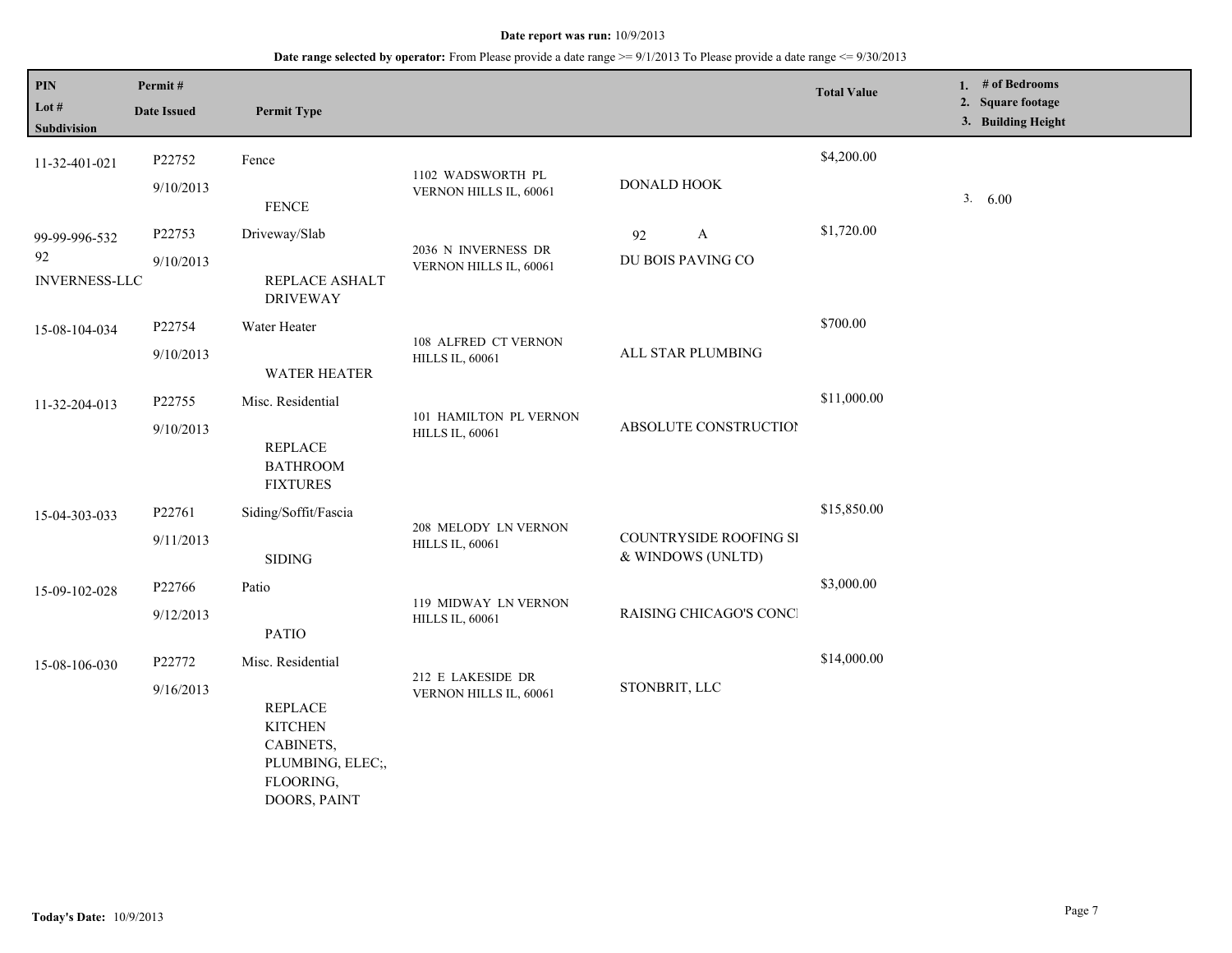**Date report was run:** 10/9/2013

**Date range selected by operator:** From Please provide a date range >= 9/1/2013 To Please provide a date range <= 9/30/2013

| PIN<br>Lot #<br>Subdivision | Permit #<br>Date Issued | Permit Type | | | Total Value | 1. # of Bedrooms<br>2. Square footage<br>3. Building Height |
|---|---|---|---|---|---|---|
| 11-32-401-021 | P22752<br>9/10/2013 | Fence<br>FENCE | 1102 WADSWORTH PL VERNON HILLS IL, 60061 | DONALD HOOK | $4,200.00 | 3. 6.00 |
| 99-99-996-532<br>92<br>INVERNESS-LLC | P22753<br>9/10/2013 | Driveway/Slab<br>REPLACE ASHALT DRIVEWAY | 2036 N INVERNESS DR VERNON HILLS IL, 60061 | 92 A<br>DU BOIS PAVING CO | $1,720.00 | |
| 15-08-104-034 | P22754<br>9/10/2013 | Water Heater<br>WATER HEATER | 108 ALFRED CT VERNON HILLS IL, 60061 | ALL STAR PLUMBING | $700.00 | |
| 11-32-204-013 | P22755<br>9/10/2013 | Misc. Residential<br>REPLACE BATHROOM FIXTURES | 101 HAMILTON PL VERNON HILLS IL, 60061 | ABSOLUTE CONSTRUCTIOI | $11,000.00 | |
| 15-04-303-033 | P22761<br>9/11/2013 | Siding/Soffit/Fascia<br>SIDING | 208 MELODY LN VERNON HILLS IL, 60061 | COUNTRYSIDE ROOFING SI & WINDOWS (UNLTD) | $15,850.00 | |
| 15-09-102-028 | P22766<br>9/12/2013 | Patio<br>PATIO | 119 MIDWAY LN VERNON HILLS IL, 60061 | RAISING CHICAGO'S CONCI | $3,000.00 | |
| 15-08-106-030 | P22772<br>9/16/2013 | Misc. Residential<br>REPLACE KITCHEN CABINETS, PLUMBING, ELEC;, FLOORING, DOORS, PAINT | 212 E LAKESIDE DR VERNON HILLS IL, 60061 | STONBRIT, LLC | $14,000.00 | |

**Today's Date:** 10/9/2013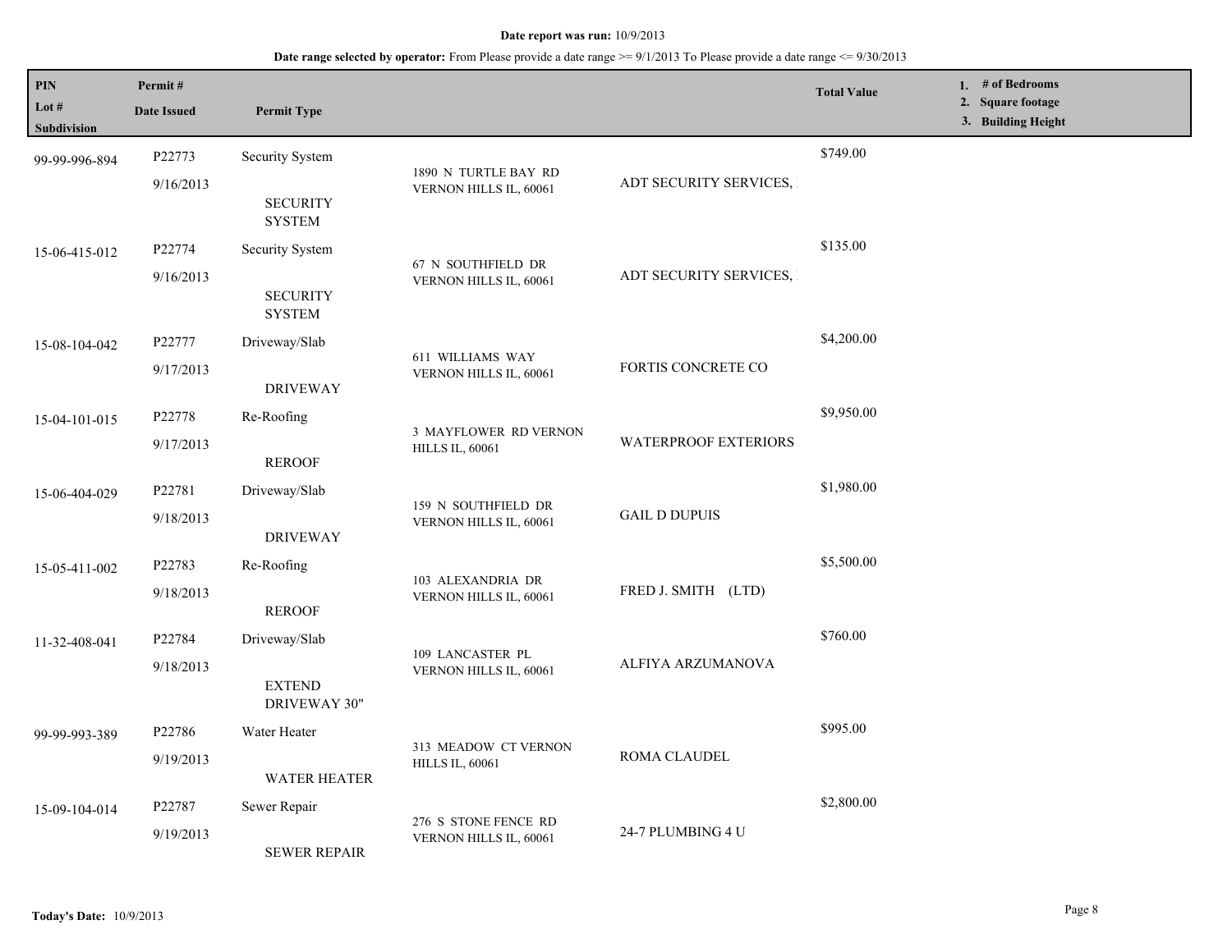**Date report was run:** 10/9/2013

**Date range selected by operator:** From Please provide a date range >= 9/1/2013 To Please provide a date range <= 9/30/2013

| PIN / Lot # / Subdivision | Permit # / Date Issued | Permit Type | | | Total Value | 1. # of Bedrooms 2. Square footage 3. Building Height |
|---|---|---|---|---|---|---|
| 99-99-996-894 | P22773 9/16/2013 | Security System SECURITY SYSTEM | 1890 N TURTLE BAY RD VERNON HILLS IL, 60061 | ADT SECURITY SERVICES, | $749.00 | |
| 15-06-415-012 | P22774 9/16/2013 | Security System SECURITY SYSTEM | 67 N SOUTHFIELD DR VERNON HILLS IL, 60061 | ADT SECURITY SERVICES, | $135.00 | |
| 15-08-104-042 | P22777 9/17/2013 | Driveway/Slab DRIVEWAY | 611 WILLIAMS WAY VERNON HILLS IL, 60061 | FORTIS CONCRETE CO | $4,200.00 | |
| 15-04-101-015 | P22778 9/17/2013 | Re-Roofing REROOF | 3 MAYFLOWER RD VERNON HILLS IL, 60061 | WATERPROOF EXTERIORS | $9,950.00 | |
| 15-06-404-029 | P22781 9/18/2013 | Driveway/Slab DRIVEWAY | 159 N SOUTHFIELD DR VERNON HILLS IL, 60061 | GAIL D DUPUIS | $1,980.00 | |
| 15-05-411-002 | P22783 9/18/2013 | Re-Roofing REROOF | 103 ALEXANDRIA DR VERNON HILLS IL, 60061 | FRED J. SMITH (LTD) | $5,500.00 | |
| 11-32-408-041 | P22784 9/18/2013 | Driveway/Slab EXTEND DRIVEWAY 30" | 109 LANCASTER PL VERNON HILLS IL, 60061 | ALFIYA ARZUMANOVA | $760.00 | |
| 99-99-993-389 | P22786 9/19/2013 | Water Heater WATER HEATER | 313 MEADOW CT VERNON HILLS IL, 60061 | ROMA CLAUDEL | $995.00 | |
| 15-09-104-014 | P22787 9/19/2013 | Sewer Repair SEWER REPAIR | 276 S STONE FENCE RD VERNON HILLS IL, 60061 | 24-7 PLUMBING 4 U | $2,800.00 | |

**Today's Date:** 10/9/2013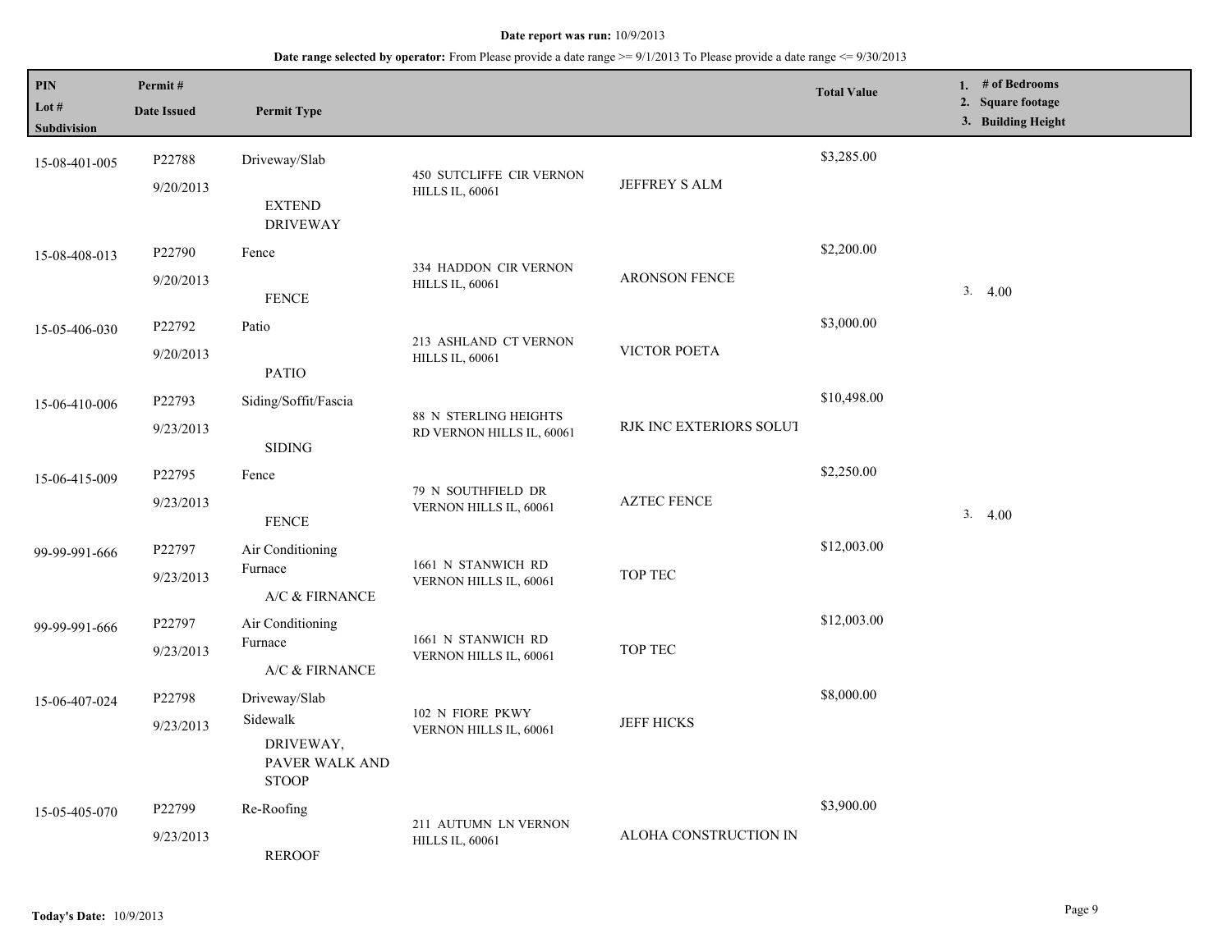**Date report was run:** 10/9/2013

**Date range selected by operator:** From Please provide a date range >= 9/1/2013 To Please provide a date range <= 9/30/2013

| PIN<br>Lot #<br>Subdivision | Permit #<br>Date Issued | Permit Type | | | Total Value | 1. # of Bedrooms<br>2. Square footage<br>3. Building Height |
|---|---|---|---|---|---|---|
| 15-08-401-005 | P22788<br>9/20/2013 | Driveway/Slab<br>EXTEND DRIVEWAY | 450 SUTCLIFFE CIR VERNON HILLS IL, 60061 | JEFFREY S ALM | $3,285.00 | |
| 15-08-408-013 | P22790<br>9/20/2013 | Fence<br>FENCE | 334 HADDON CIR VERNON HILLS IL, 60061 | ARONSON FENCE | $2,200.00 | 3. 4.00 |
| 15-05-406-030 | P22792<br>9/20/2013 | Patio<br>PATIO | 213 ASHLAND CT VERNON HILLS IL, 60061 | VICTOR POETA | $3,000.00 | |
| 15-06-410-006 | P22793<br>9/23/2013 | Siding/Soffit/Fascia<br>SIDING | 88 N STERLING HEIGHTS RD VERNON HILLS IL, 60061 | RJK INC EXTERIORS SOLUT | $10,498.00 | |
| 15-06-415-009 | P22795<br>9/23/2013 | Fence<br>FENCE | 79 N SOUTHFIELD DR VERNON HILLS IL, 60061 | AZTEC FENCE | $2,250.00 | 3. 4.00 |
| 99-99-991-666 | P22797<br>9/23/2013 | Air Conditioning<br>Furnace<br>A/C & FIRNANCE | 1661 N STANWICH RD VERNON HILLS IL, 60061 | TOP TEC | $12,003.00 | |
| 99-99-991-666 | P22797<br>9/23/2013 | Air Conditioning<br>Furnace<br>A/C & FIRNANCE | 1661 N STANWICH RD VERNON HILLS IL, 60061 | TOP TEC | $12,003.00 | |
| 15-06-407-024 | P22798<br>9/23/2013 | Driveway/Slab<br>Sidewalk<br>DRIVEWAY, PAVER WALK AND STOOP | 102 N FIORE PKWY VERNON HILLS IL, 60061 | JEFF HICKS | $8,000.00 | |
| 15-05-405-070 | P22799<br>9/23/2013 | Re-Roofing<br>REROOF | 211 AUTUMN LN VERNON HILLS IL, 60061 | ALOHA CONSTRUCTION IN | $3,900.00 | |

**Today's Date:** 10/9/2013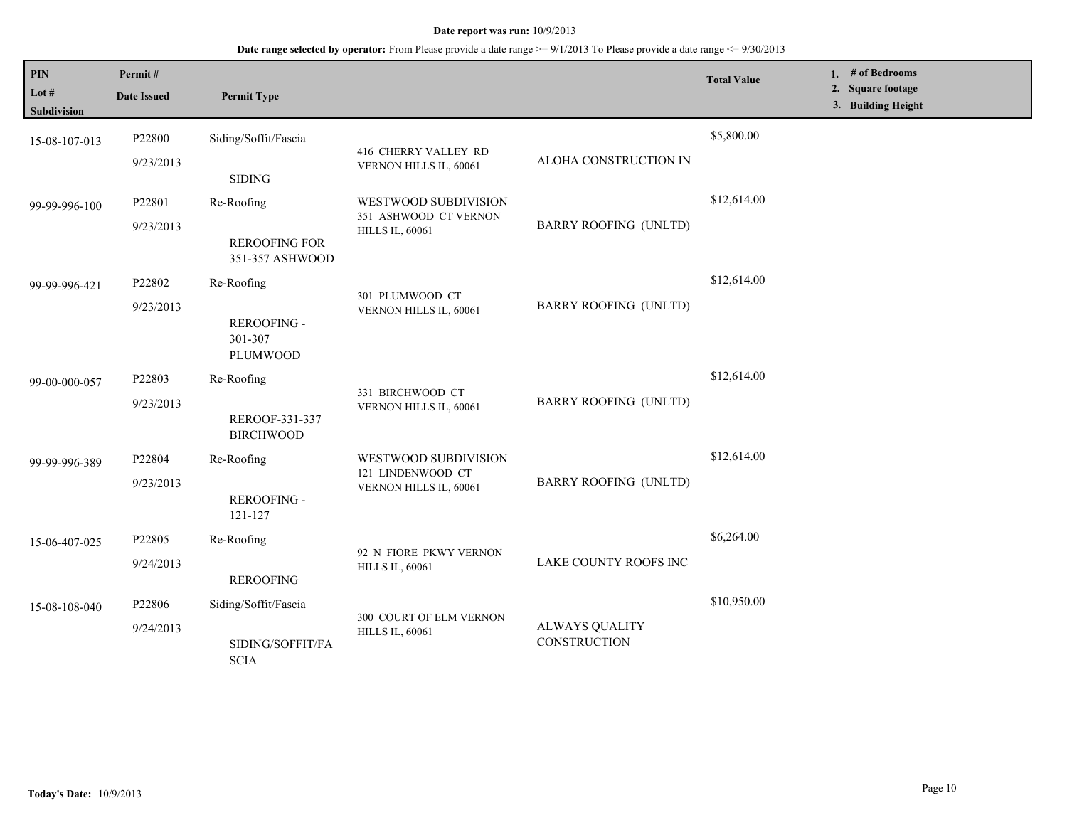**Date report was run:** 10/9/2013

**Date range selected by operator:** From Please provide a date range >= 9/1/2013 To Please provide a date range <= 9/30/2013

| PIN / Lot # / Subdivision | Permit # / Date Issued | Permit Type | | | Total Value | 1. # of Bedrooms 2. Square footage 3. Building Height |
|---|---|---|---|---|---|---|
| 15-08-107-013 | P22800 9/23/2013 | Siding/Soffit/Fascia SIDING | 416 CHERRY VALLEY RD VERNON HILLS IL, 60061 | ALOHA CONSTRUCTION IN | $5,800.00 | |
| 99-99-996-100 | P22801 9/23/2013 | Re-Roofing REROOFING FOR 351-357 ASHWOOD | WESTWOOD SUBDIVISION 351 ASHWOOD CT VERNON HILLS IL, 60061 | BARRY ROOFING (UNLTD) | $12,614.00 | |
| 99-99-996-421 | P22802 9/23/2013 | Re-Roofing REROOFING - 301-307 PLUMWOOD | 301 PLUMWOOD CT VERNON HILLS IL, 60061 | BARRY ROOFING (UNLTD) | $12,614.00 | |
| 99-00-000-057 | P22803 9/23/2013 | Re-Roofing REROOF-331-337 BIRCHWOOD | 331 BIRCHWOOD CT VERNON HILLS IL, 60061 | BARRY ROOFING (UNLTD) | $12,614.00 | |
| 99-99-996-389 | P22804 9/23/2013 | Re-Roofing REROOFING - 121-127 | WESTWOOD SUBDIVISION 121 LINDENWOOD CT VERNON HILLS IL, 60061 | BARRY ROOFING (UNLTD) | $12,614.00 | |
| 15-06-407-025 | P22805 9/24/2013 | Re-Roofing REROOFING | 92 N FIORE PKWY VERNON HILLS IL, 60061 | LAKE COUNTY ROOFS INC | $6,264.00 | |
| 15-08-108-040 | P22806 9/24/2013 | Siding/Soffit/Fascia SIDING/SOFFIT/FASCIA | 300 COURT OF ELM VERNON HILLS IL, 60061 | ALWAYS QUALITY CONSTRUCTION | $10,950.00 | |

**Today's Date:** 10/9/2013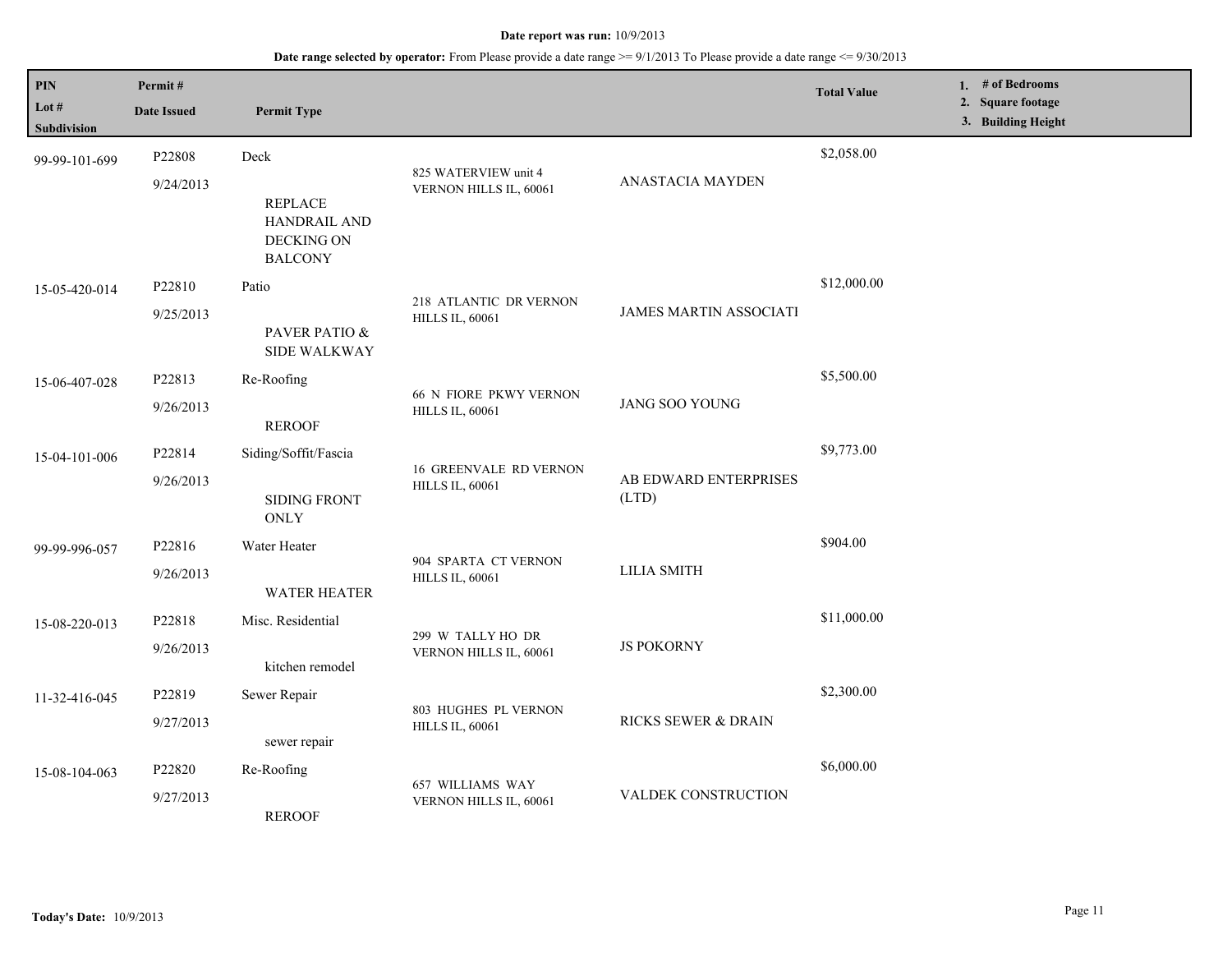**Date report was run:** 10/9/2013

**Date range selected by operator:** From Please provide a date range >= 9/1/2013 To Please provide a date range <= 9/30/2013

| PIN / Lot # / Subdivision | Permit # / Date Issued | Permit Type | Address | Contractor/Owner | Total Value | 1. # of Bedrooms 2. Square footage 3. Building Height |
|---|---|---|---|---|---|---|
| 99-99-101-699 | P22808<br>9/24/2013 | Deck<br>REPLACE HANDRAIL AND DECKING ON BALCONY | 825 WATERVIEW unit 4 VERNON HILLS IL, 60061 | ANASTACIA MAYDEN | $2,058.00 | |
| 15-05-420-014 | P22810<br>9/25/2013 | Patio<br>PAVER PATIO & SIDE WALKWAY | 218 ATLANTIC DR VERNON HILLS IL, 60061 | JAMES MARTIN ASSOCIATI | $12,000.00 | |
| 15-06-407-028 | P22813<br>9/26/2013 | Re-Roofing<br>REROOF | 66 N FIORE PKWY VERNON HILLS IL, 60061 | JANG SOO YOUNG | $5,500.00 | |
| 15-04-101-006 | P22814<br>9/26/2013 | Siding/Soffit/Fascia<br>SIDING FRONT ONLY | 16 GREENVALE RD VERNON HILLS IL, 60061 | AB EDWARD ENTERPRISES (LTD) | $9,773.00 | |
| 99-99-996-057 | P22816<br>9/26/2013 | Water Heater<br>WATER HEATER | 904 SPARTA CT VERNON HILLS IL, 60061 | LILIA SMITH | $904.00 | |
| 15-08-220-013 | P22818<br>9/26/2013 | Misc. Residential<br>kitchen remodel | 299 W TALLY HO DR VERNON HILLS IL, 60061 | JS POKORNY | $11,000.00 | |
| 11-32-416-045 | P22819<br>9/27/2013 | Sewer Repair<br>sewer repair | 803 HUGHES PL VERNON HILLS IL, 60061 | RICKS SEWER & DRAIN | $2,300.00 | |
| 15-08-104-063 | P22820<br>9/27/2013 | Re-Roofing<br>REROOF | 657 WILLIAMS WAY VERNON HILLS IL, 60061 | VALDEK CONSTRUCTION | $6,000.00 | |

**Today's Date:** 10/9/2013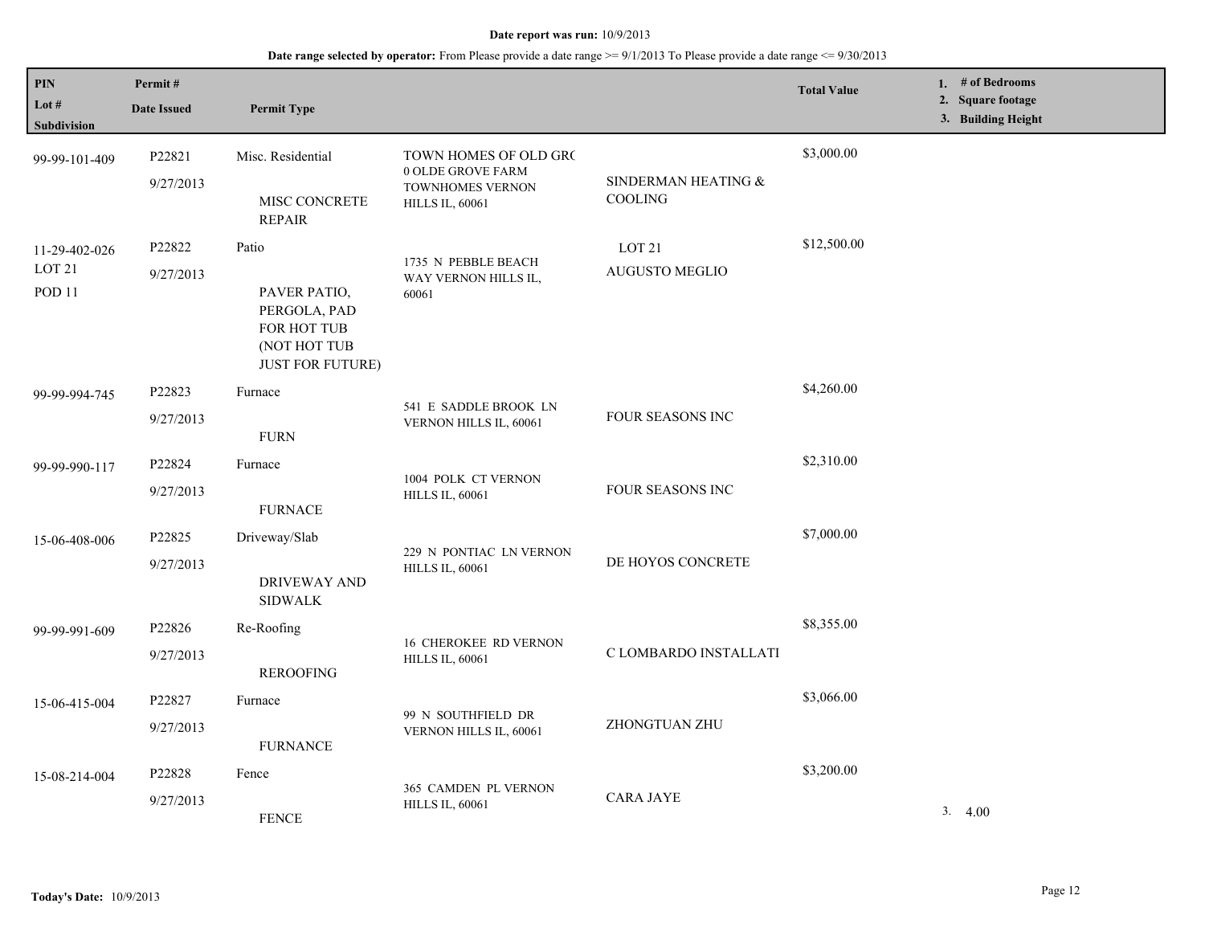**Date report was run:** 10/9/2013

**Date range selected by operator:** From Please provide a date range >= 9/1/2013 To Please provide a date range <= 9/30/2013

| PIN / Lot # / Subdivision | Permit # / Date Issued | Permit Type | | | Total Value | 1. # of Bedrooms 2. Square footage 3. Building Height |
|---|---|---|---|---|---|---|
| 99-99-101-409 | P22821 9/27/2013 | Misc. Residential MISC CONCRETE REPAIR | TOWN HOMES OF OLD GRC 0 OLDE GROVE FARM TOWNHOMES VERNON HILLS IL, 60061 | SINDERMAN HEATING & COOLING | $3,000.00 | |
| 11-29-402-026 LOT 21 POD 11 | P22822 9/27/2013 | Patio PAVER PATIO, PERGOLA, PAD FOR HOT TUB (NOT HOT TUB JUST FOR FUTURE) | 1735 N PEBBLE BEACH WAY VERNON HILLS IL, 60061 | LOT 21 AUGUSTO MEGLIO | $12,500.00 | |
| 99-99-994-745 | P22823 9/27/2013 | Furnace FURN | 541 E SADDLE BROOK LN VERNON HILLS IL, 60061 | FOUR SEASONS INC | $4,260.00 | |
| 99-99-990-117 | P22824 9/27/2013 | Furnace FURNACE | 1004 POLK CT VERNON HILLS IL, 60061 | FOUR SEASONS INC | $2,310.00 | |
| 15-06-408-006 | P22825 9/27/2013 | Driveway/Slab DRIVEWAY AND SIDWALK | 229 N PONTIAC LN VERNON HILLS IL, 60061 | DE HOYOS CONCRETE | $7,000.00 | |
| 99-99-991-609 | P22826 9/27/2013 | Re-Roofing REROOFING | 16 CHEROKEE RD VERNON HILLS IL, 60061 | C LOMBARDO INSTALLATI | $8,355.00 | |
| 15-06-415-004 | P22827 9/27/2013 | Furnace FURNANCE | 99 N SOUTHFIELD DR VERNON HILLS IL, 60061 | ZHONGTUAN ZHU | $3,066.00 | |
| 15-08-214-004 | P22828 9/27/2013 | Fence FENCE | 365 CAMDEN PL VERNON HILLS IL, 60061 | CARA JAYE | $3,200.00 | 3. 4.00 |

**Today's Date:** 10/9/2013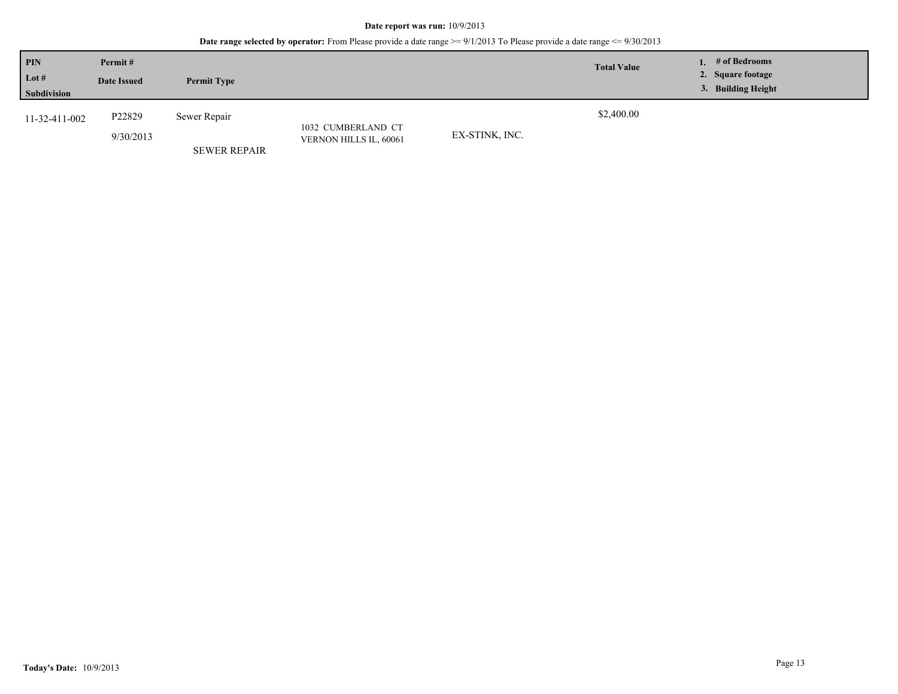**Date report was run:** 10/9/2013

**Date range selected by operator:** From Please provide a date range >= 9/1/2013 To Please provide a date range <= 9/30/2013

| PIN<br>Lot #<br>Subdivision | Permit #<br>Date Issued | Permit Type | | | Total Value | 1. # of Bedrooms<br>2. Square footage<br>3. Building Height |
|---|---|---|---|---|---|---|
| 11-32-411-002 | P22829<br>9/30/2013 | Sewer Repair<br>SEWER REPAIR | 1032 CUMBERLAND CT<br>VERNON HILLS IL, 60061 | EX-STINK, INC. | $2,400.00 | |

**Today's Date:** 10/9/2013